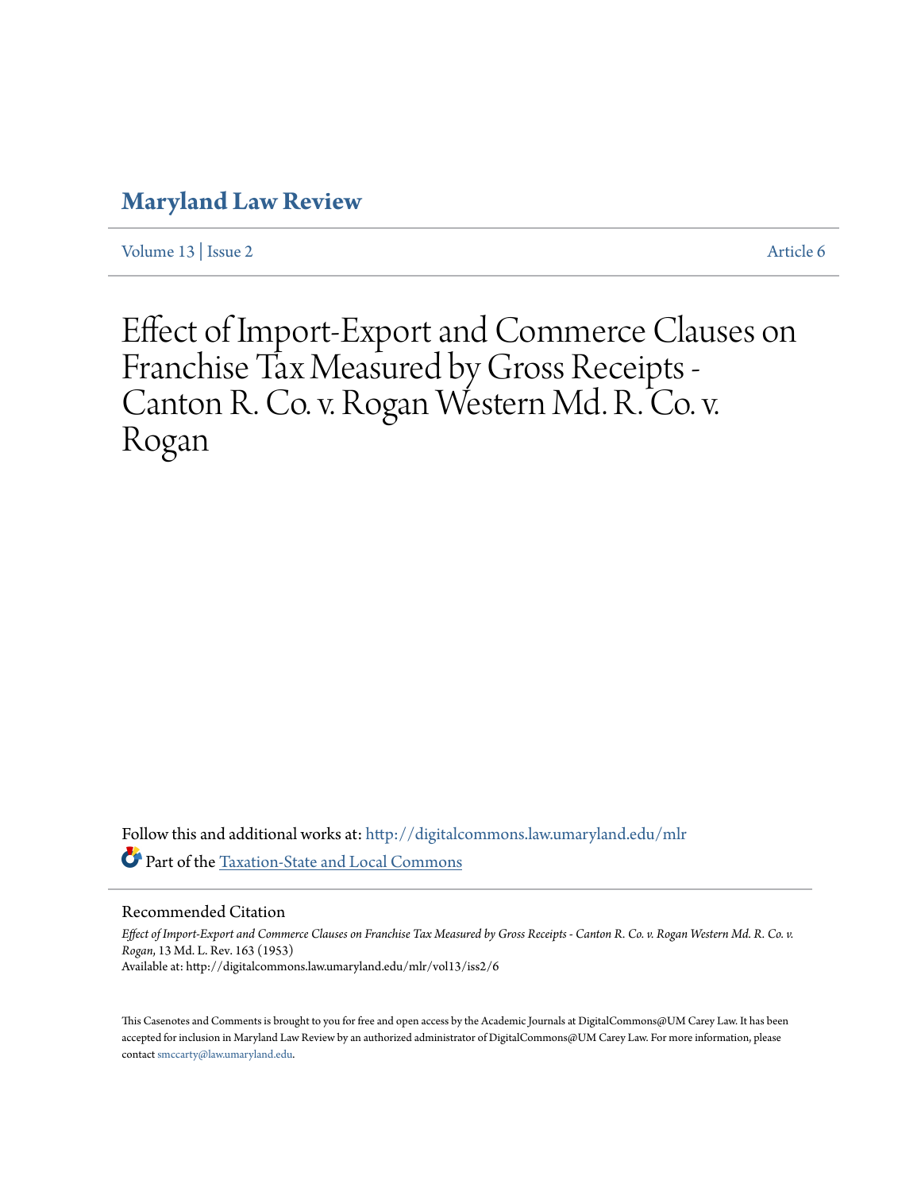# Maryland Law Review

Volume 13 | Issue 2 Article 6

# Effect of Import-Export and Commerce Clauses on Franchise Tax Measured by Gross Receipts - Canton R. Co. v. Rogan Western Md. R. Co. v. Rogan

Follow this and additional works at: http://digitalcommons.law.umaryland.edu/mlr

Part of the Taxation-State and Local Commons

## Recommended Citation

*Effect of Import-Export and Commerce Clauses on Franchise Tax Measured by Gross Receipts - Canton R. Co. v. Rogan Western Md. R. Co. v. Rogan*, 13 Md. L. Rev. 163 (1953)
Available at: http://digitalcommons.law.umaryland.edu/mlr/vol13/iss2/6

This Casenotes and Comments is brought to you for free and open access by the Academic Journals at DigitalCommons@UM Carey Law. It has been accepted for inclusion in Maryland Law Review by an authorized administrator of DigitalCommons@UM Carey Law. For more information, please contact smccarty@law.umaryland.edu.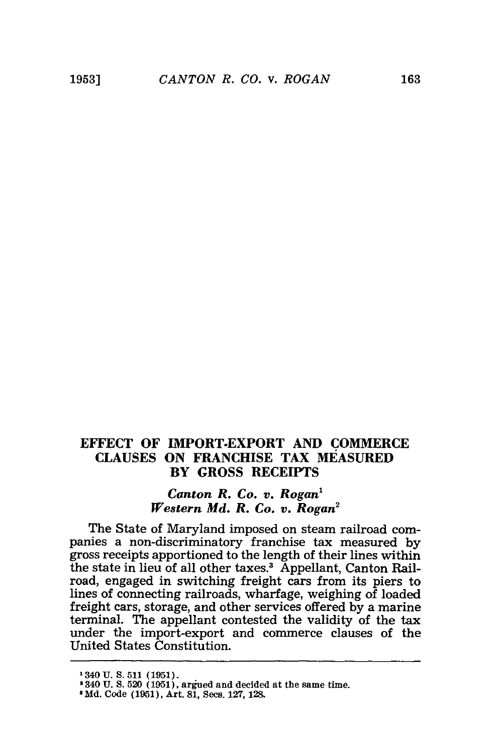## EFFECT OF IMPORT-EXPORT AND COMMERCE CLAUSES ON FRANCHISE TAX MEASURED BY GROSS RECEIPTS

### *Canton R. Co. v. Rogan*[1]
### *Western Md. R. Co. v. Rogan*[2]

The State of Maryland imposed on steam railroad companies a non-discriminatory franchise tax measured by gross receipts apportioned to the length of their lines within the state in lieu of all other taxes.[3] Appellant, Canton Railroad, engaged in switching freight cars from its piers to lines of connecting railroads, wharfage, weighing of loaded freight cars, storage, and other services offered by a marine terminal. The appellant contested the validity of the tax under the import-export and commerce clauses of the United States Constitution.

---

[1] 340 U. S. 511 (1951).

[2] 340 U. S. 520 (1951), argued and decided at the same time.

[3] Md. Code (1951), Art. 81, Secs. 127, 128.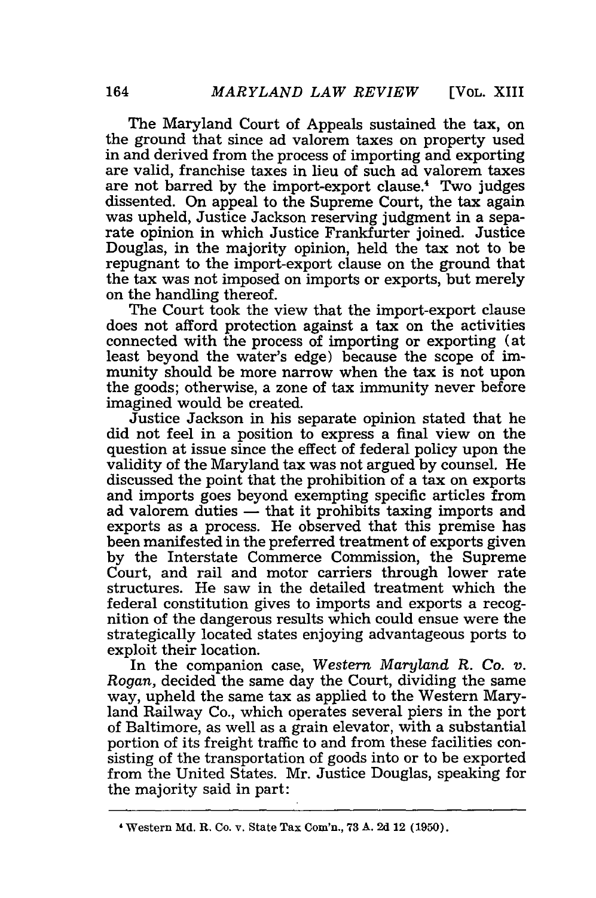The Maryland Court of Appeals sustained the tax, on the ground that since ad valorem taxes on property used in and derived from the process of importing and exporting are valid, franchise taxes in lieu of such ad valorem taxes are not barred by the import-export clause.[4] Two judges dissented. On appeal to the Supreme Court, the tax again was upheld, Justice Jackson reserving judgment in a separate opinion in which Justice Frankfurter joined. Justice Douglas, in the majority opinion, held the tax not to be repugnant to the import-export clause on the ground that the tax was not imposed on imports or exports, but merely on the handling thereof.

The Court took the view that the import-export clause does not afford protection against a tax on the activities connected with the process of importing or exporting (at least beyond the water's edge) because the scope of immunity should be more narrow when the tax is not upon the goods; otherwise, a zone of tax immunity never before imagined would be created.

Justice Jackson in his separate opinion stated that he did not feel in a position to express a final view on the question at issue since the effect of federal policy upon the validity of the Maryland tax was not argued by counsel. He discussed the point that the prohibition of a tax on exports and imports goes beyond exempting specific articles from ad valorem duties — that it prohibits taxing imports and exports as a process. He observed that this premise has been manifested in the preferred treatment of exports given by the Interstate Commerce Commission, the Supreme Court, and rail and motor carriers through lower rate structures. He saw in the detailed treatment which the federal constitution gives to imports and exports a recognition of the dangerous results which could ensue were the strategically located states enjoying advantageous ports to exploit their location.

In the companion case, *Western Maryland R. Co. v. Rogan*, decided the same day the Court, dividing the same way, upheld the same tax as applied to the Western Maryland Railway Co., which operates several piers in the port of Baltimore, as well as a grain elevator, with a substantial portion of its freight traffic to and from these facilities consisting of the transportation of goods into or to be exported from the United States. Mr. Justice Douglas, speaking for the majority said in part:

---

[4] Western Md. R. Co. v. State Tax Com'n., 73 A. 2d 12 (1950).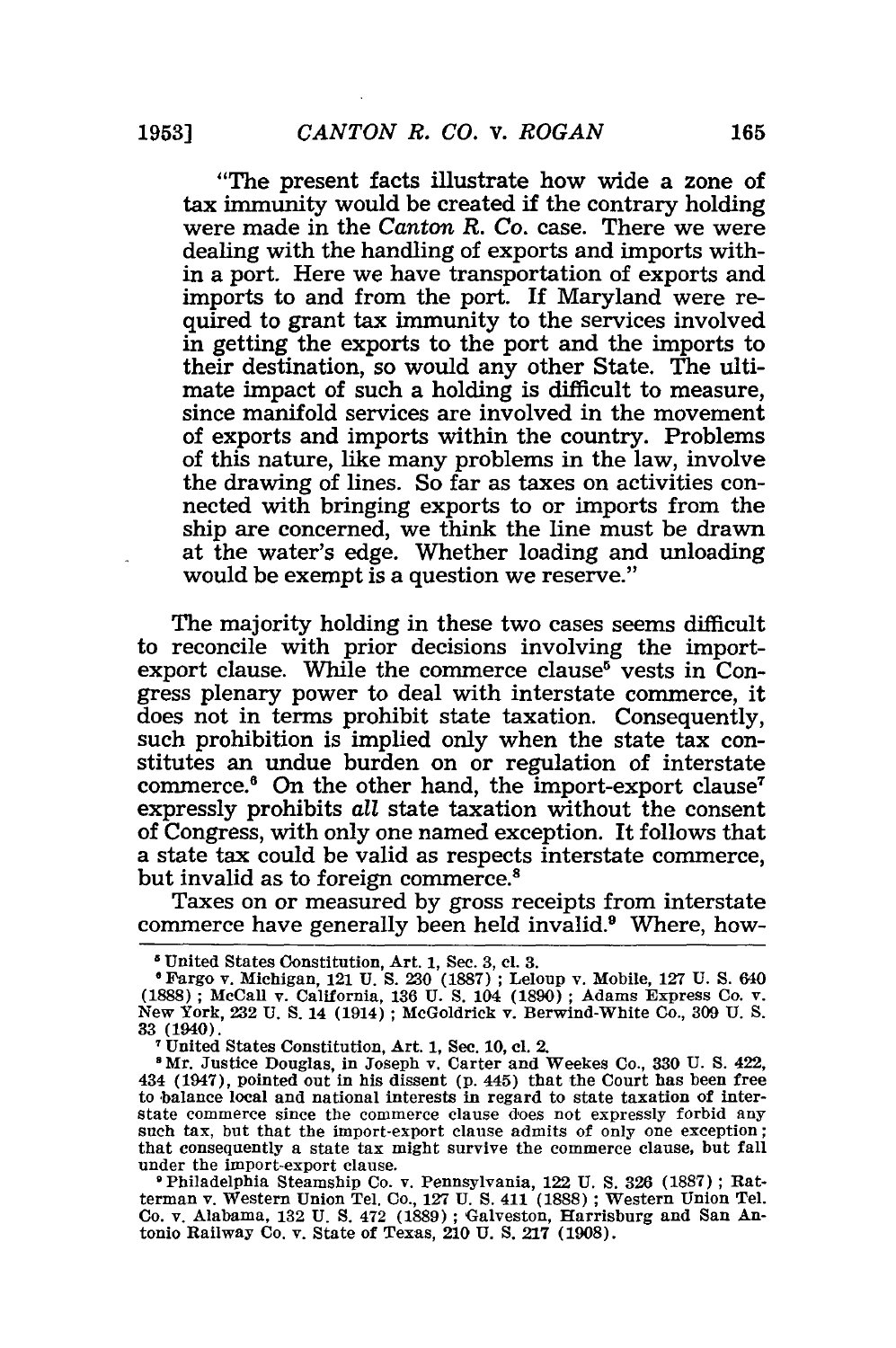"The present facts illustrate how wide a zone of tax immunity would be created if the contrary holding were made in the *Canton R. Co.* case. There we were dealing with the handling of exports and imports within a port. Here we have transportation of exports and imports to and from the port. If Maryland were required to grant tax immunity to the services involved in getting the exports to the port and the imports to their destination, so would any other State. The ultimate impact of such a holding is difficult to measure, since manifold services are involved in the movement of exports and imports within the country. Problems of this nature, like many problems in the law, involve the drawing of lines. So far as taxes on activities connected with bringing exports to or imports from the ship are concerned, we think the line must be drawn at the water's edge. Whether loading and unloading would be exempt is a question we reserve."

The majority holding in these two cases seems difficult to reconcile with prior decisions involving the import-export clause. While the commerce clause[5] vests in Congress plenary power to deal with interstate commerce, it does not in terms prohibit state taxation. Consequently, such prohibition is implied only when the state tax constitutes an undue burden on or regulation of interstate commerce.[6] On the other hand, the import-export clause[7] expressly prohibits *all* state taxation without the consent of Congress, with only one named exception. It follows that a state tax could be valid as respects interstate commerce, but invalid as to foreign commerce.[8]

Taxes on or measured by gross receipts from interstate commerce have generally been held invalid.[9] Where, how-

---

[5] United States Constitution, Art. 1, Sec. 3, cl. 3.

[6] Fargo v. Michigan, 121 U. S. 230 (1887); Leloup v. Mobile, 127 U. S. 640 (1888); McCall v. California, 136 U. S. 104 (1890); Adams Express Co. v. New York, 232 U. S. 14 (1914); McGoldrick v. Berwind-White Co., 309 U. S. 33 (1940).

[7] United States Constitution, Art. 1, Sec. 10, cl. 2.

[8] Mr. Justice Douglas, in Joseph v. Carter and Weekes Co., 330 U. S. 422, 434 (1947), pointed out in his dissent (p. 445) that the Court has been free to balance local and national interests in regard to state taxation of interstate commerce since the commerce clause does not expressly forbid any such tax, but that the import-export clause admits of only one exception; that consequently a state tax might survive the commerce clause, but fall under the import-export clause.

[9] Philadelphia Steamship Co. v. Pennsylvania, 122 U. S. 326 (1887); Ratterman v. Western Union Tel. Co., 127 U. S. 411 (1888); Western Union Tel. Co. v. Alabama, 132 U. S. 472 (1889); Galveston, Harrisburg and San Antonio Railway Co. v. State of Texas, 210 U. S. 217 (1908).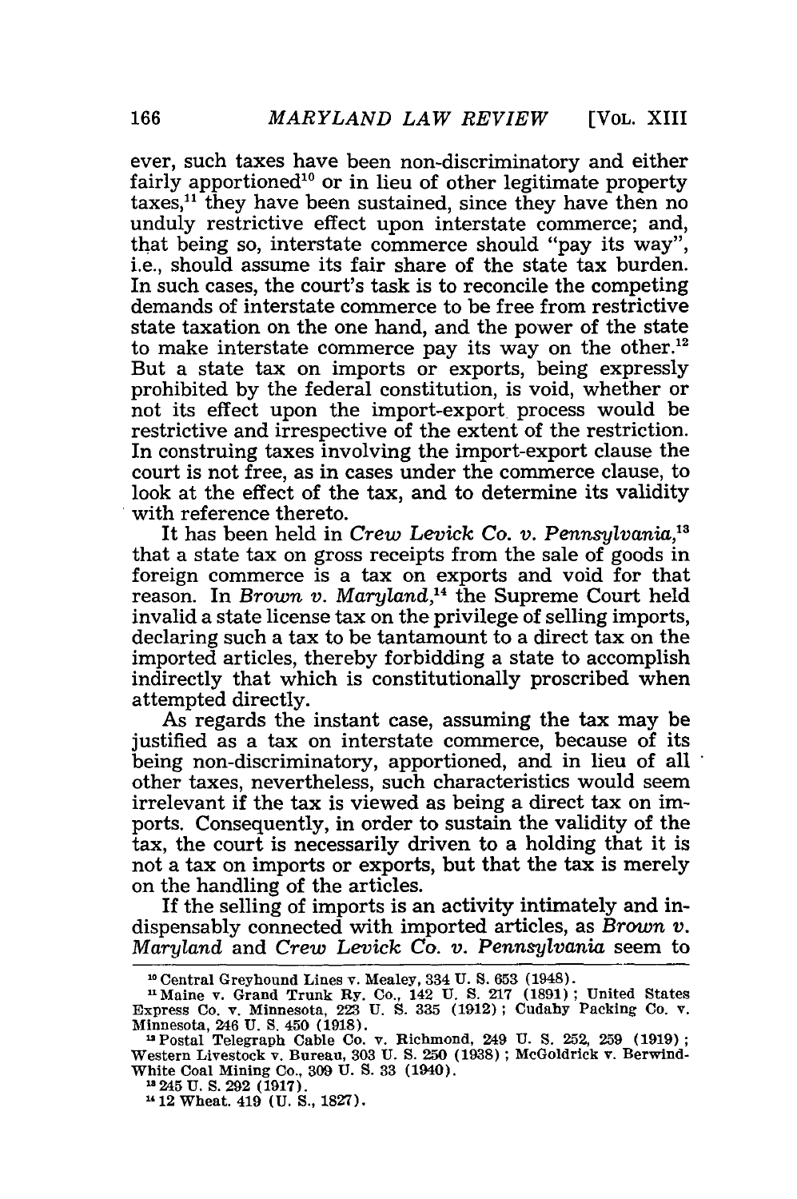ever, such taxes have been non-discriminatory and either fairly apportioned[10] or in lieu of other legitimate property taxes,[11] they have been sustained, since they have then no unduly restrictive effect upon interstate commerce; and, that being so, interstate commerce should "pay its way", i.e., should assume its fair share of the state tax burden. In such cases, the court's task is to reconcile the competing demands of interstate commerce to be free from restrictive state taxation on the one hand, and the power of the state to make interstate commerce pay its way on the other.[12] But a state tax on imports or exports, being expressly prohibited by the federal constitution, is void, whether or not its effect upon the import-export process would be restrictive and irrespective of the extent of the restriction. In construing taxes involving the import-export clause the court is not free, as in cases under the commerce clause, to look at the effect of the tax, and to determine its validity with reference thereto.

It has been held in *Crew Levick Co. v. Pennsylvania*,[13] that a state tax on gross receipts from the sale of goods in foreign commerce is a tax on exports and void for that reason. In *Brown v. Maryland*,[14] the Supreme Court held invalid a state license tax on the privilege of selling imports, declaring such a tax to be tantamount to a direct tax on the imported articles, thereby forbidding a state to accomplish indirectly that which is constitutionally proscribed when attempted directly.

As regards the instant case, assuming the tax may be justified as a tax on interstate commerce, because of its being non-discriminatory, apportioned, and in lieu of all other taxes, nevertheless, such characteristics would seem irrelevant if the tax is viewed as being a direct tax on imports. Consequently, in order to sustain the validity of the tax, the court is necessarily driven to a holding that it is not a tax on imports or exports, but that the tax is merely on the handling of the articles.

If the selling of imports is an activity intimately and indispensably connected with imported articles, as *Brown v. Maryland* and *Crew Levick Co. v. Pennsylvania* seem to

---

[10] Central Greyhound Lines v. Mealey, 334 U. S. 653 (1948).

[11] Maine v. Grand Trunk Ry. Co., 142 U. S. 217 (1891); United States Express Co. v. Minnesota, 223 U. S. 335 (1912); Cudahy Packing Co. v. Minnesota, 246 U. S. 450 (1918).

[12] Postal Telegraph Cable Co. v. Richmond, 249 U. S. 252, 259 (1919); Western Livestock v. Bureau, 303 U. S. 250 (1938); McGoldrick v. Berwind-White Coal Mining Co., 309 U. S. 33 (1940).

[13] 245 U. S. 292 (1917).

[14] 12 Wheat. 419 (U. S., 1827).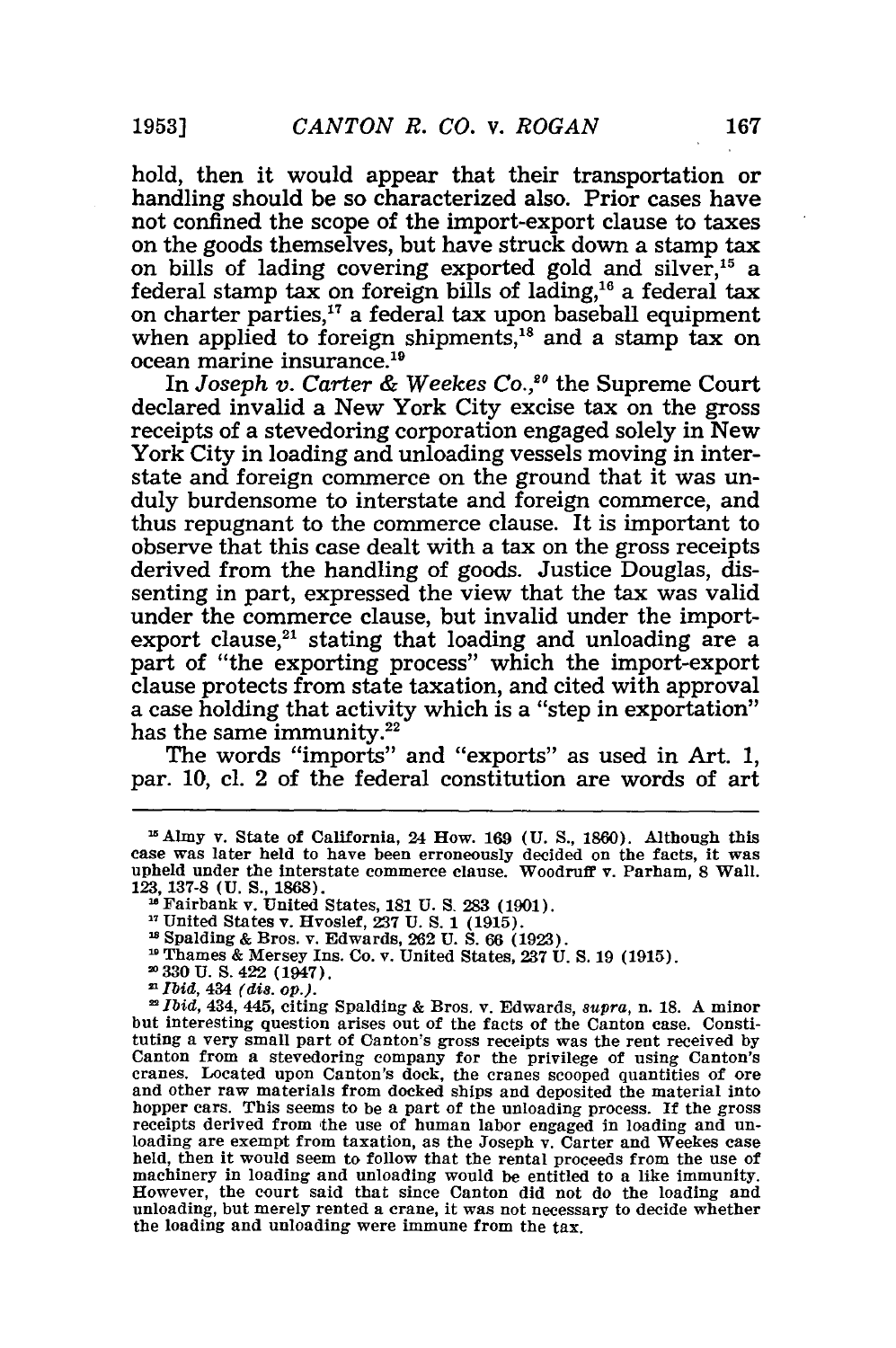hold, then it would appear that their transportation or handling should be so characterized also. Prior cases have not confined the scope of the import-export clause to taxes on the goods themselves, but have struck down a stamp tax on bills of lading covering exported gold and silver,[15] a federal stamp tax on foreign bills of lading,[16] a federal tax on charter parties,[17] a federal tax upon baseball equipment when applied to foreign shipments,[18] and a stamp tax on ocean marine insurance.[19]

In *Joseph v. Carter & Weekes Co.*,[20] the Supreme Court declared invalid a New York City excise tax on the gross receipts of a stevedoring corporation engaged solely in New York City in loading and unloading vessels moving in interstate and foreign commerce on the ground that it was unduly burdensome to interstate and foreign commerce, and thus repugnant to the commerce clause. It is important to observe that this case dealt with a tax on the gross receipts derived from the handling of goods. Justice Douglas, dissenting in part, expressed the view that the tax was valid under the commerce clause, but invalid under the import-export clause,[21] stating that loading and unloading are a part of "the exporting process" which the import-export clause protects from state taxation, and cited with approval a case holding that activity which is a "step in exportation" has the same immunity.[22]

The words "imports" and "exports" as used in Art. 1, par. 10, cl. 2 of the federal constitution are words of art

---

[15] Almy v. State of California, 24 How. 169 (U. S., 1860). Although this case was later held to have been erroneously decided on the facts, it was upheld under the interstate commerce clause. Woodruff v. Parham, 8 Wall. 123, 137-8 (U. S., 1868).

[16] Fairbank v. United States, 181 U. S. 283 (1901).

[17] United States v. Hvoslef, 237 U. S. 1 (1915).

[18] Spalding & Bros. v. Edwards, 262 U. S. 66 (1923).

[19] Thames & Mersey Ins. Co. v. United States, 237 U. S. 19 (1915).

[20] 330 U. S. 422 (1947).

[21] *Ibid*, 434 *(dis. op.)*.

[22] *Ibid*, 434, 445, citing Spalding & Bros. v. Edwards, *supra*, n. 18. A minor but interesting question arises out of the facts of the Canton case. Constituting a very small part of Canton's gross receipts was the rent received by Canton from a stevedoring company for the privilege of using Canton's cranes. Located upon Canton's dock, the cranes scooped quantities of ore and other raw materials from docked ships and deposited the material into hopper cars. This seems to be a part of the unloading process. If the gross receipts derived from the use of human labor engaged in loading and unloading are exempt from taxation, as the Joseph v. Carter and Weekes case held, then it would seem to follow that the rental proceeds from the use of machinery in loading and unloading would be entitled to a like immunity. However, the court said that since Canton did not do the loading and unloading, but merely rented a crane, it was not necessary to decide whether the loading and unloading were immune from the tax.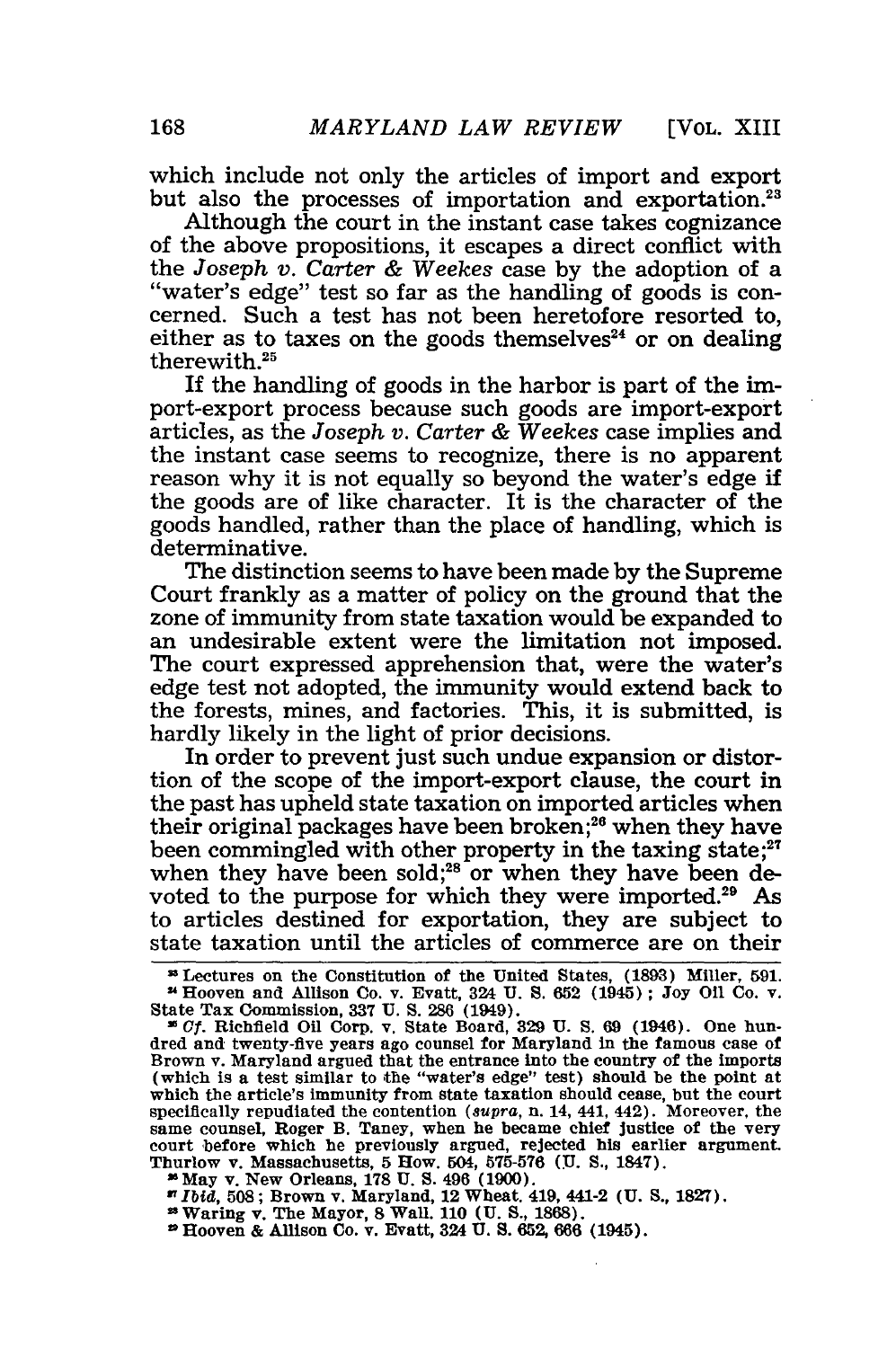which include not only the articles of import and export but also the processes of importation and exportation.[23]

Although the court in the instant case takes cognizance of the above propositions, it escapes a direct conflict with the *Joseph v. Carter & Weekes* case by the adoption of a "water's edge" test so far as the handling of goods is concerned. Such a test has not been heretofore resorted to, either as to taxes on the goods themselves[24] or on dealing therewith.[25]

If the handling of goods in the harbor is part of the import-export process because such goods are import-export articles, as the *Joseph v. Carter & Weekes* case implies and the instant case seems to recognize, there is no apparent reason why it is not equally so beyond the water's edge if the goods are of like character. It is the character of the goods handled, rather than the place of handling, which is determinative.

The distinction seems to have been made by the Supreme Court frankly as a matter of policy on the ground that the zone of immunity from state taxation would be expanded to an undesirable extent were the limitation not imposed. The court expressed apprehension that, were the water's edge test not adopted, the immunity would extend back to the forests, mines, and factories. This, it is submitted, is hardly likely in the light of prior decisions.

In order to prevent just such undue expansion or distortion of the scope of the import-export clause, the court in the past has upheld state taxation on imported articles when their original packages have been broken;[26] when they have been commingled with other property in the taxing state;[27] when they have been sold;[28] or when they have been devoted to the purpose for which they were imported.[29] As to articles destined for exportation, they are subject to state taxation until the articles of commerce are on their

---

[23] Lectures on the Constitution of the United States, (1893) Miller, 591.

[24] Hooven and Allison Co. v. Evatt, 324 U. S. 652 (1945); Joy Oil Co. v. State Tax Commission, 337 U. S. 286 (1949).

[25] *Cf.* Richfield Oil Corp. v. State Board, 329 U. S. 69 (1946). One hundred and twenty-five years ago counsel for Maryland in the famous case of Brown v. Maryland argued that the entrance into the country of the imports (which is a test similar to the "water's edge" test) should be the point at which the article's immunity from state taxation should cease, but the court specifically repudiated the contention (*supra*, n. 14, 441, 442). Moreover, the same counsel, Roger B. Taney, when he became chief justice of the very court before which he previously argued, rejected his earlier argument. Thurlow v. Massachusetts, 5 How. 504, 575-576 (U. S., 1847).

[26] May v. New Orleans, 178 U. S. 496 (1900).

[27] *Ibid*, 508; Brown v. Maryland, 12 Wheat. 419, 441-2 (U. S., 1827).

[28] Waring v. The Mayor, 8 Wall. 110 (U. S., 1868).

[29] Hooven & Allison Co. v. Evatt, 324 U. S. 652, 666 (1945).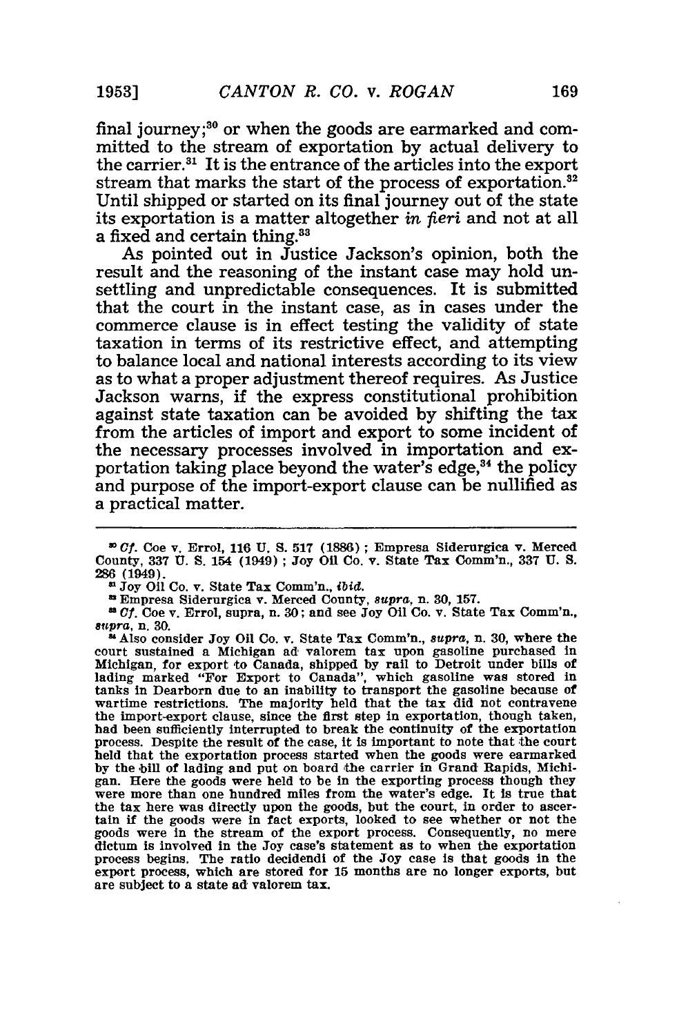final journey;[30] or when the goods are earmarked and committed to the stream of exportation by actual delivery to the carrier.[31] It is the entrance of the articles into the export stream that marks the start of the process of exportation.[32] Until shipped or started on its final journey out of the state its exportation is a matter altogether *in fieri* and not at all a fixed and certain thing.[33]

As pointed out in Justice Jackson's opinion, both the result and the reasoning of the instant case may hold unsettling and unpredictable consequences. It is submitted that the court in the instant case, as in cases under the commerce clause is in effect testing the validity of state taxation in terms of its restrictive effect, and attempting to balance local and national interests according to its view as to what a proper adjustment thereof requires. As Justice Jackson warns, if the express constitutional prohibition against state taxation can be avoided by shifting the tax from the articles of import and export to some incident of the necessary processes involved in importation and exportation taking place beyond the water's edge,[34] the policy and purpose of the import-export clause can be nullified as a practical matter.

---

[30] *Cf.* Coe v. Errol, 116 U. S. 517 (1886); Empresa Siderurgica v. Merced County, 337 U. S. 154 (1949); Joy Oil Co. v. State Tax Comm'n., 337 U. S. 286 (1949).

[31] Joy Oil Co. v. State Tax Comm'n., *ibid.*

[32] Empresa Siderurgica v. Merced County, *supra*, n. 30, 157.

[33] *Cf.* Coe v. Errol, supra, n. 30; and see Joy Oil Co. v. State Tax Comm'n., *supra*, n. 30.

[34] Also consider Joy Oil Co. v. State Tax Comm'n., *supra*, n. 30, where the court sustained a Michigan ad valorem tax upon gasoline purchased in Michigan, for export to Canada, shipped by rail to Detroit under bills of lading marked "For Export to Canada", which gasoline was stored in tanks in Dearborn due to an inability to transport the gasoline because of wartime restrictions. The majority held that the tax did not contravene the import-export clause, since the first step in exportation, though taken, had been sufficiently interrupted to break the continuity of the exportation process. Despite the result of the case, it is important to note that the court held that the exportation process started when the goods were earmarked by the bill of lading and put on board the carrier in Grand Rapids, Michigan. Here the goods were held to be in the exporting process though they were more than one hundred miles from the water's edge. It is true that the tax here was directly upon the goods, but the court, in order to ascertain if the goods were in fact exports, looked to see whether or not the goods were in the stream of the export process. Consequently, no mere dictum is involved in the Joy case's statement as to when the exportation process begins. The ratio decidendi of the Joy case is that goods in the export process, which are stored for 15 months are no longer exports, but are subject to a state ad valorem tax.